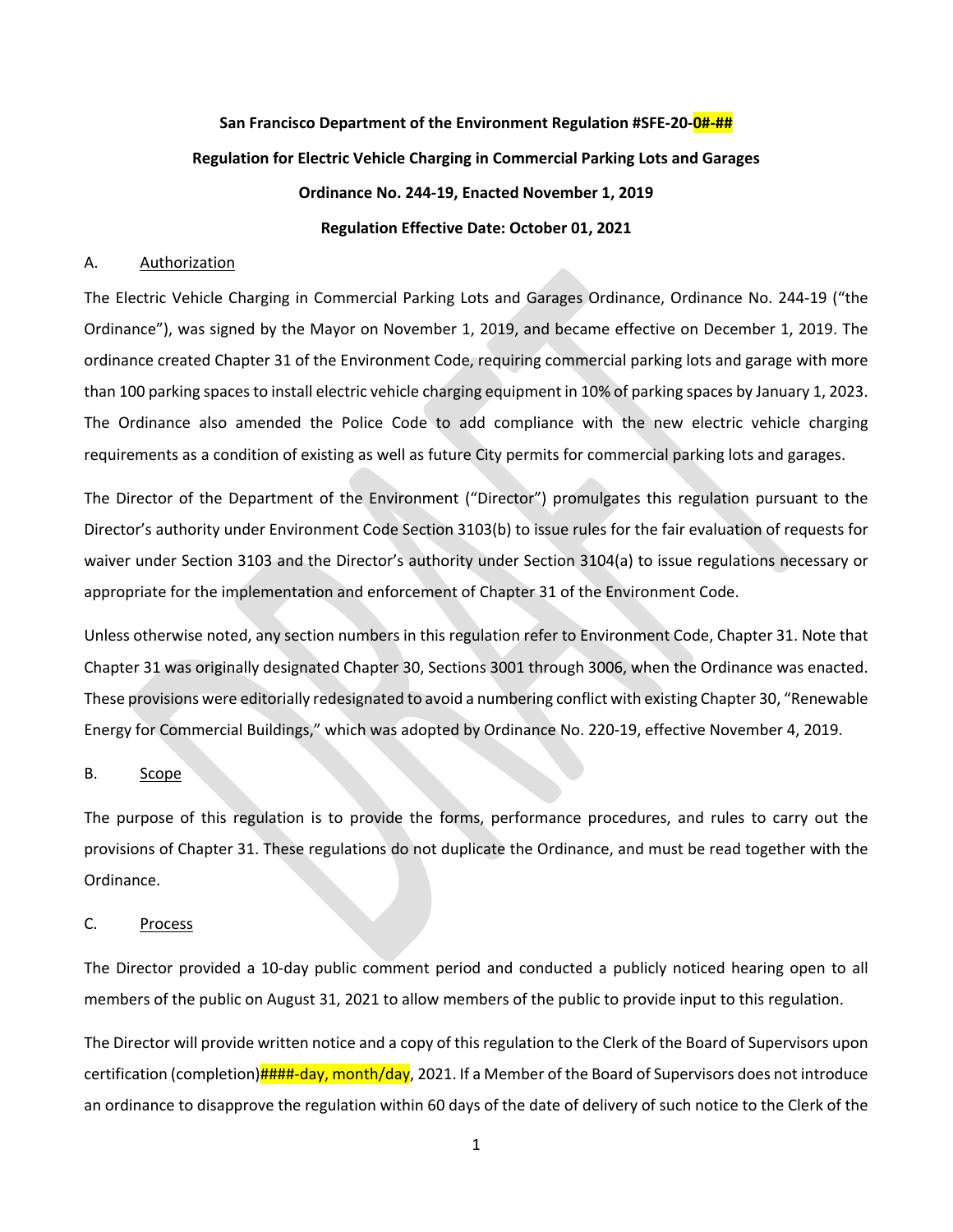**San Francisco Department of the Environment Regulation #SFE-20-0#-##**

**Regulation for Electric Vehicle Charging in Commercial Parking Lots and Garages**

**Ordinance No. 244-19, Enacted November 1, 2019**

**Regulation Effective Date: October 01, 2021**

## A. Authorization

The Electric Vehicle Charging in Commercial Parking Lots and Garages Ordinance, Ordinance No. 244-19 ("the Ordinance"), was signed by the Mayor on November 1, 2019, and became effective on December 1, 2019. The ordinance created Chapter 31 of the Environment Code, requiring commercial parking lots and garage with more than 100 parking spaces to install electric vehicle charging equipment in 10% of parking spaces by January 1, 2023. The Ordinance also amended the Police Code to add compliance with the new electric vehicle charging requirements as a condition of existing as well as future City permits for commercial parking lots and garages.

The Director of the Department of the Environment ("Director") promulgates this regulation pursuant to the Director's authority under Environment Code Section 3103(b) to issue rules for the fair evaluation of requests for waiver under Section 3103 and the Director's authority under Section 3104(a) to issue regulations necessary or appropriate for the implementation and enforcement of Chapter 31 of the Environment Code.

Unless otherwise noted, any section numbers in this regulation refer to Environment Code, Chapter 31. Note that Chapter 31 was originally designated Chapter 30, Sections 3001 through 3006, when the Ordinance was enacted. These provisions were editorially redesignated to avoid a numbering conflict with existing Chapter 30, "Renewable Energy for Commercial Buildings," which was adopted by Ordinance No. 220-19, effective November 4, 2019.

## B. Scope

The purpose of this regulation is to provide the forms, performance procedures, and rules to carry out the provisions of Chapter 31. These regulations do not duplicate the Ordinance, and must be read together with the Ordinance.

## C. Process

The Director provided a 10-day public comment period and conducted a publicly noticed hearing open to all members of the public on August 31, 2021 to allow members of the public to provide input to this regulation.

The Director will provide written notice and a copy of this regulation to the Clerk of the Board of Supervisors upon certification (completion)####-day, month/day, 2021. If a Member of the Board of Supervisors does not introduce an ordinance to disapprove the regulation within 60 days of the date of delivery of such notice to the Clerk of the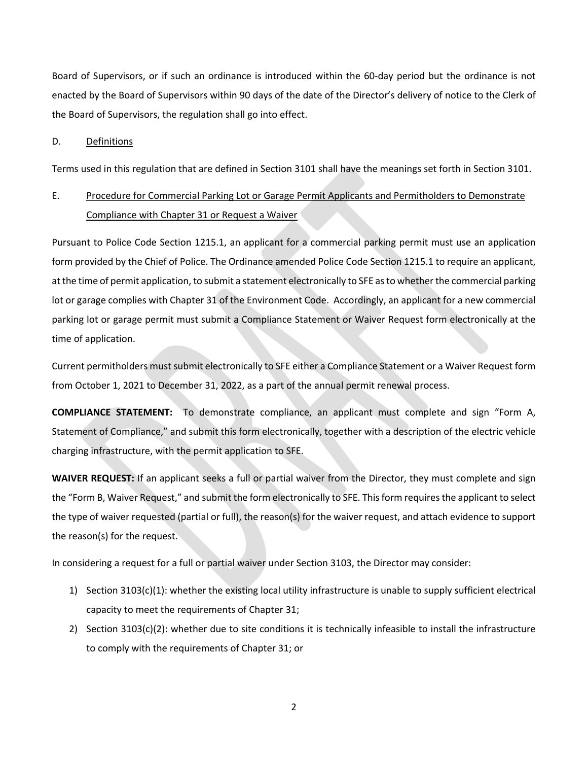Board of Supervisors, or if such an ordinance is introduced within the 60-day period but the ordinance is not enacted by the Board of Supervisors within 90 days of the date of the Director's delivery of notice to the Clerk of the Board of Supervisors, the regulation shall go into effect.

## D. Definitions

Terms used in this regulation that are defined in Section 3101 shall have the meanings set forth in Section 3101.

## E. Procedure for Commercial Parking Lot or Garage Permit Applicants and Permitholders to Demonstrate Compliance with Chapter 31 or Request a Waiver

Pursuant to Police Code Section 1215.1, an applicant for a commercial parking permit must use an application form provided by the Chief of Police. The Ordinance amended Police Code Section 1215.1 to require an applicant, at the time of permit application, to submit a statement electronically to SFE as to whether the commercial parking lot or garage complies with Chapter 31 of the Environment Code. Accordingly, an applicant for a new commercial parking lot or garage permit must submit a Compliance Statement or Waiver Request form electronically at the time of application.

Current permitholders must submit electronically to SFE either a Compliance Statement or a Waiver Request form from October 1, 2021 to December 31, 2022, as a part of the annual permit renewal process.

**COMPLIANCE STATEMENT:** To demonstrate compliance, an applicant must complete and sign "Form A, Statement of Compliance," and submit this form electronically, together with a description of the electric vehicle charging infrastructure, with the permit application to SFE.

**WAIVER REQUEST:** If an applicant seeks a full or partial waiver from the Director, they must complete and sign the "Form B, Waiver Request," and submit the form electronically to SFE. This form requires the applicant to select the type of waiver requested (partial or full), the reason(s) for the waiver request, and attach evidence to support the reason(s) for the request.

In considering a request for a full or partial waiver under Section 3103, the Director may consider:

1) Section 3103(c)(1): whether the existing local utility infrastructure is unable to supply sufficient electrical capacity to meet the requirements of Chapter 31;
2) Section 3103(c)(2): whether due to site conditions it is technically infeasible to install the infrastructure to comply with the requirements of Chapter 31; or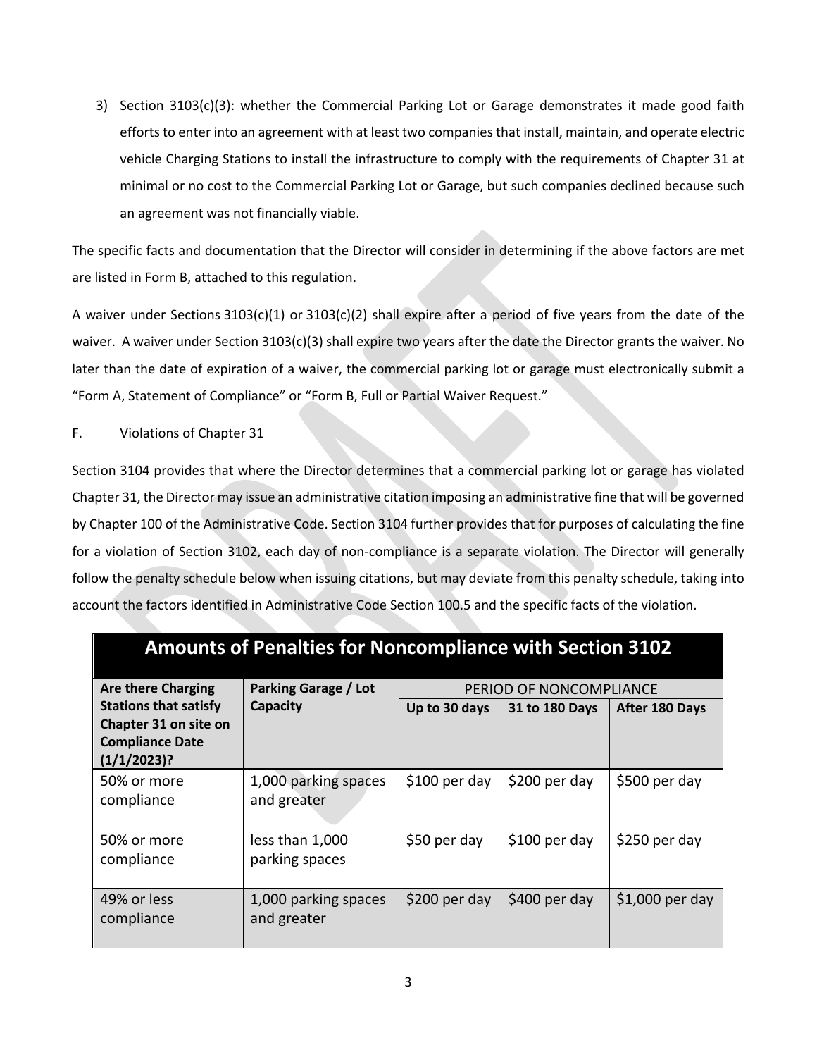3) Section 3103(c)(3): whether the Commercial Parking Lot or Garage demonstrates it made good faith efforts to enter into an agreement with at least two companies that install, maintain, and operate electric vehicle Charging Stations to install the infrastructure to comply with the requirements of Chapter 31 at minimal or no cost to the Commercial Parking Lot or Garage, but such companies declined because such an agreement was not financially viable.

The specific facts and documentation that the Director will consider in determining if the above factors are met are listed in Form B, attached to this regulation.

A waiver under Sections 3103(c)(1) or 3103(c)(2) shall expire after a period of five years from the date of the waiver. A waiver under Section 3103(c)(3) shall expire two years after the date the Director grants the waiver. No later than the date of expiration of a waiver, the commercial parking lot or garage must electronically submit a "Form A, Statement of Compliance" or "Form B, Full or Partial Waiver Request."

F. Violations of Chapter 31

Section 3104 provides that where the Director determines that a commercial parking lot or garage has violated Chapter 31, the Director may issue an administrative citation imposing an administrative fine that will be governed by Chapter 100 of the Administrative Code. Section 3104 further provides that for purposes of calculating the fine for a violation of Section 3102, each day of non-compliance is a separate violation. The Director will generally follow the penalty schedule below when issuing citations, but may deviate from this penalty schedule, taking into account the factors identified in Administrative Code Section 100.5 and the specific facts of the violation.

**Amounts of Penalties for Noncompliance with Section 3102**

| Are there Charging Stations that satisfy Chapter 31 on site on Compliance Date (1/1/2023)? | Parking Garage / Lot Capacity | PERIOD OF NONCOMPLIANCE | | |
|---|---|---|---|---|
| | | Up to 30 days | 31 to 180 Days | After 180 Days |
| 50% or more compliance | 1,000 parking spaces and greater | $100 per day | $200 per day | $500 per day |
| 50% or more compliance | less than 1,000 parking spaces | $50 per day | $100 per day | $250 per day |
| 49% or less compliance | 1,000 parking spaces and greater | $200 per day | $400 per day | $1,000 per day |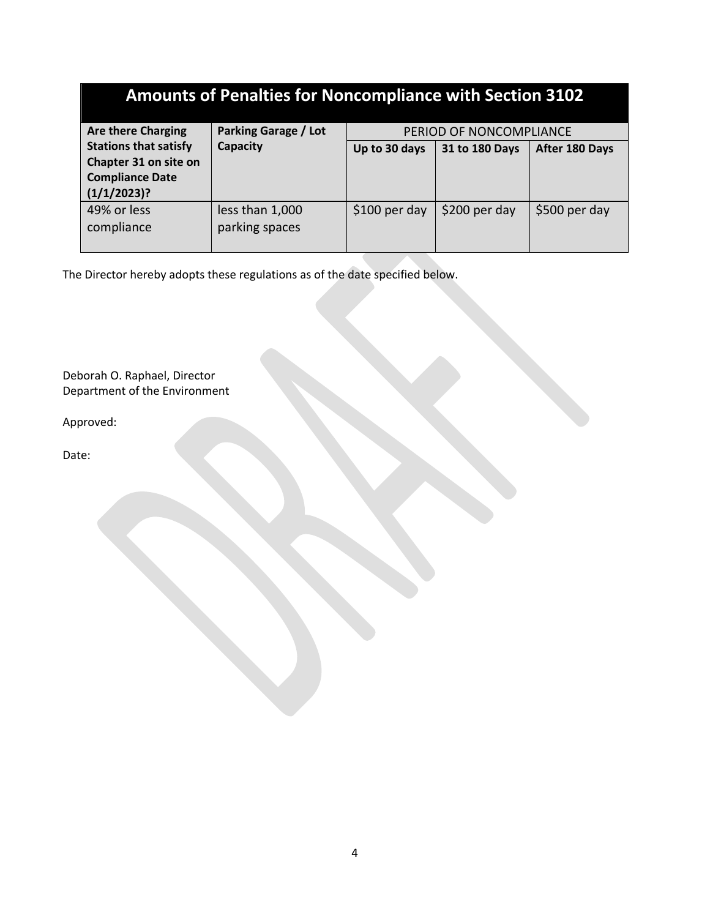| Amounts of Penalties for Noncompliance with Section 3102 | | | | |
|---|---|---|---|---|
| **Are there Charging Stations that satisfy Chapter 31 on site on Compliance Date (1/1/2023)?** | **Parking Garage / Lot Capacity** | PERIOD OF NONCOMPLIANCE | | |
| | | **Up to 30 days** | **31 to 180 Days** | **After 180 Days** |
| 49% or less compliance | less than 1,000 parking spaces | $100 per day | $200 per day | $500 per day |

The Director hereby adopts these regulations as of the date specified below.

Deborah O. Raphael, Director
Department of the Environment

Approved:

Date: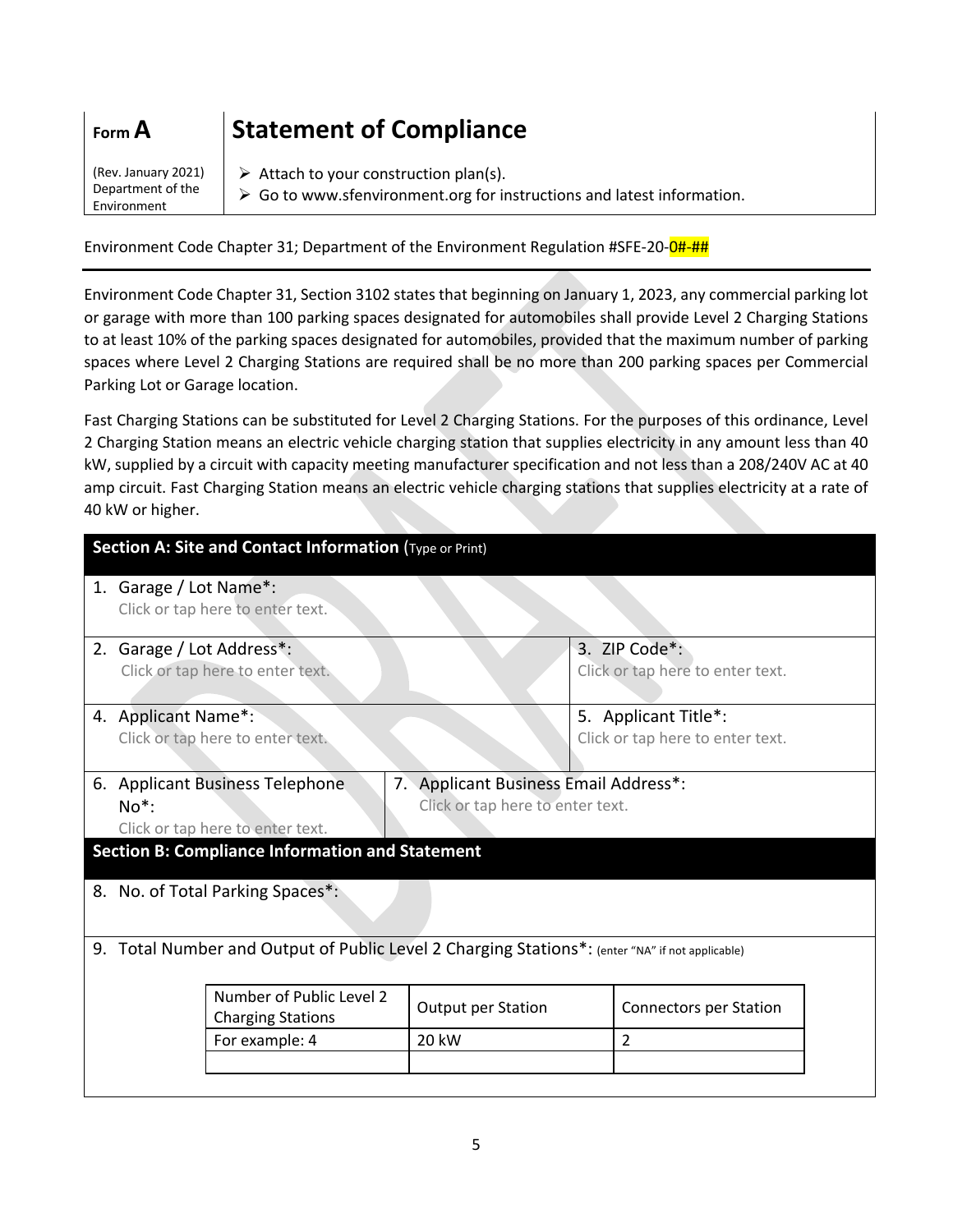| Form A | Statement of Compliance |
|---|---|
| (Rev. January 2021) Department of the Environment | ➢ Attach to your construction plan(s).<br>➢ Go to www.sfenvironment.org for instructions and latest information. |

Environment Code Chapter 31; Department of the Environment Regulation #SFE-20-0#-##

Environment Code Chapter 31, Section 3102 states that beginning on January 1, 2023, any commercial parking lot or garage with more than 100 parking spaces designated for automobiles shall provide Level 2 Charging Stations to at least 10% of the parking spaces designated for automobiles, provided that the maximum number of parking spaces where Level 2 Charging Stations are required shall be no more than 200 parking spaces per Commercial Parking Lot or Garage location.

Fast Charging Stations can be substituted for Level 2 Charging Stations. For the purposes of this ordinance, Level 2 Charging Station means an electric vehicle charging station that supplies electricity in any amount less than 40 kW, supplied by a circuit with capacity meeting manufacturer specification and not less than a 208/240V AC at 40 amp circuit. Fast Charging Station means an electric vehicle charging stations that supplies electricity at a rate of 40 kW or higher.

## Section A: Site and Contact Information (Type or Print)

1. Garage / Lot Name*:
   Click or tap here to enter text.

2. Garage / Lot Address*:
   Click or tap here to enter text.

3. ZIP Code*:
   Click or tap here to enter text.

4. Applicant Name*:
   Click or tap here to enter text.

5. Applicant Title*:
   Click or tap here to enter text.

6. Applicant Business Telephone No*:
   Click or tap here to enter text.

7. Applicant Business Email Address*:
   Click or tap here to enter text.

## Section B: Compliance Information and Statement

8. No. of Total Parking Spaces*:

9. Total Number and Output of Public Level 2 Charging Stations*: (enter "NA" if not applicable)

| Number of Public Level 2 Charging Stations | Output per Station | Connectors per Station |
|---|---|---|
| For example: 4 | 20 kW | 2 |
| | | |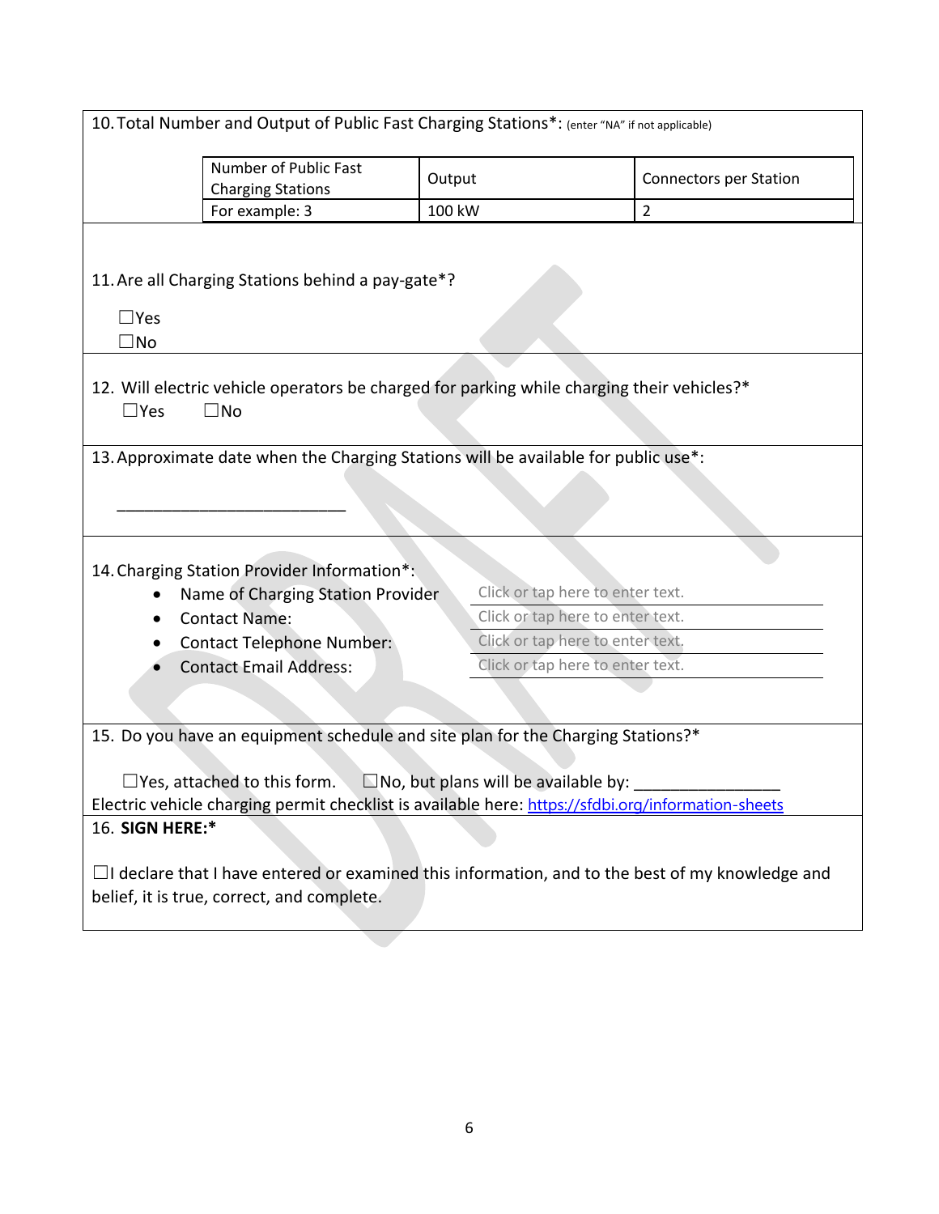10. Total Number and Output of Public Fast Charging Stations*: (enter "NA" if not applicable)

| Number of Public Fast Charging Stations | Output | Connectors per Station |
| --- | --- | --- |
| For example: 3 | 100 kW | 2 |

11. Are all Charging Stations behind a pay-gate*?

☐Yes
☐No

12. Will electric vehicle operators be charged for parking while charging their vehicles?*
☐Yes ☐No

13. Approximate date when the Charging Stations will be available for public use*:

_________________________

14. Charging Station Provider Information*:
- Name of Charging Station Provider: Click or tap here to enter text.
- Contact Name: Click or tap here to enter text.
- Contact Telephone Number: Click or tap here to enter text.
- Contact Email Address: Click or tap here to enter text.

15. Do you have an equipment schedule and site plan for the Charging Stations?*

☐Yes, attached to this form. ☐No, but plans will be available by: _______________

Electric vehicle charging permit checklist is available here: https://sfdbi.org/information-sheets

16. **SIGN HERE:***

☐I declare that I have entered or examined this information, and to the best of my knowledge and belief, it is true, correct, and complete.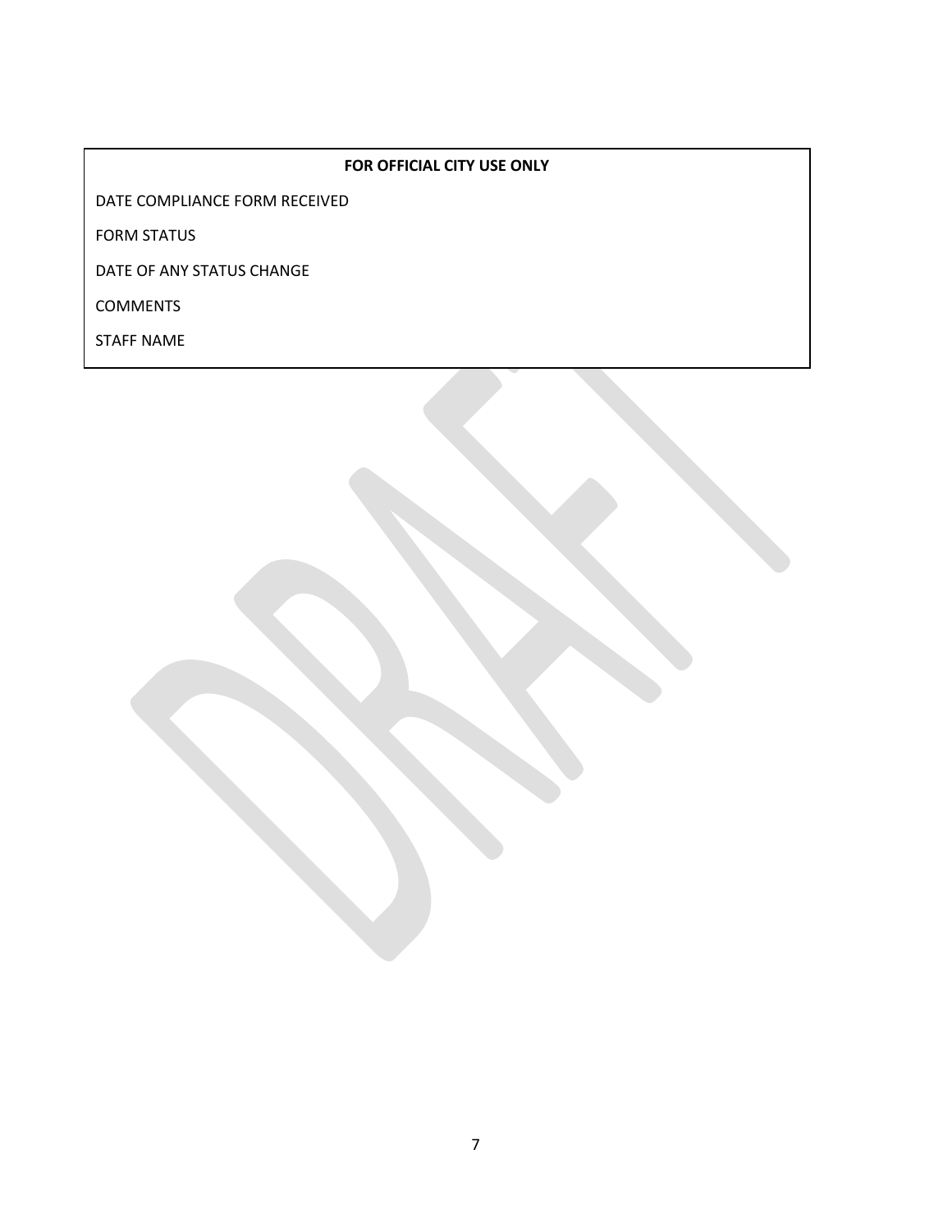**FOR OFFICIAL CITY USE ONLY**

DATE COMPLIANCE FORM RECEIVED

FORM STATUS

DATE OF ANY STATUS CHANGE

COMMENTS

STAFF NAME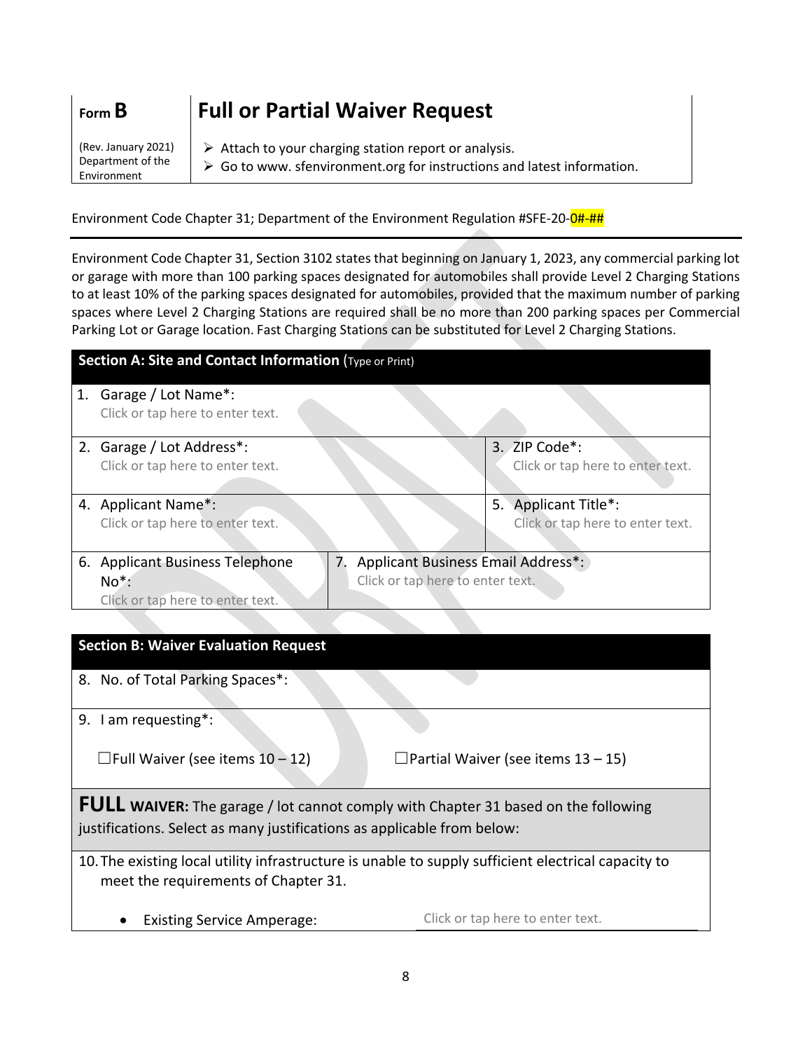| Form **B** | **Full or Partial Waiver Request** |
| --- | --- |
| (Rev. January 2021) Department of the Environment | ➢ Attach to your charging station report or analysis.<br>➢ Go to www. sfenvironment.org for instructions and latest information. |

Environment Code Chapter 31; Department of the Environment Regulation #SFE-20-0#-##

Environment Code Chapter 31, Section 3102 states that beginning on January 1, 2023, any commercial parking lot or garage with more than 100 parking spaces designated for automobiles shall provide Level 2 Charging Stations to at least 10% of the parking spaces designated for automobiles, provided that the maximum number of parking spaces where Level 2 Charging Stations are required shall be no more than 200 parking spaces per Commercial Parking Lot or Garage location. Fast Charging Stations can be substituted for Level 2 Charging Stations.

## Section A: Site and Contact Information (Type or Print)

1. Garage / Lot Name*:
   Click or tap here to enter text.

2. Garage / Lot Address*:
   Click or tap here to enter text.

3. ZIP Code*:
   Click or tap here to enter text.

4. Applicant Name*:
   Click or tap here to enter text.

5. Applicant Title*:
   Click or tap here to enter text.

6. Applicant Business Telephone No*:
   Click or tap here to enter text.

7. Applicant Business Email Address*:
   Click or tap here to enter text.

## Section B: Waiver Evaluation Request

8. No. of Total Parking Spaces*:

9. I am requesting*:

   ☐Full Waiver (see items 10 – 12)     ☐Partial Waiver (see items 13 – 15)

**FULL WAIVER:** The garage / lot cannot comply with Chapter 31 based on the following justifications. Select as many justifications as applicable from below:

10. The existing local utility infrastructure is unable to supply sufficient electrical capacity to meet the requirements of Chapter 31.

    - Existing Service Amperage: Click or tap here to enter text.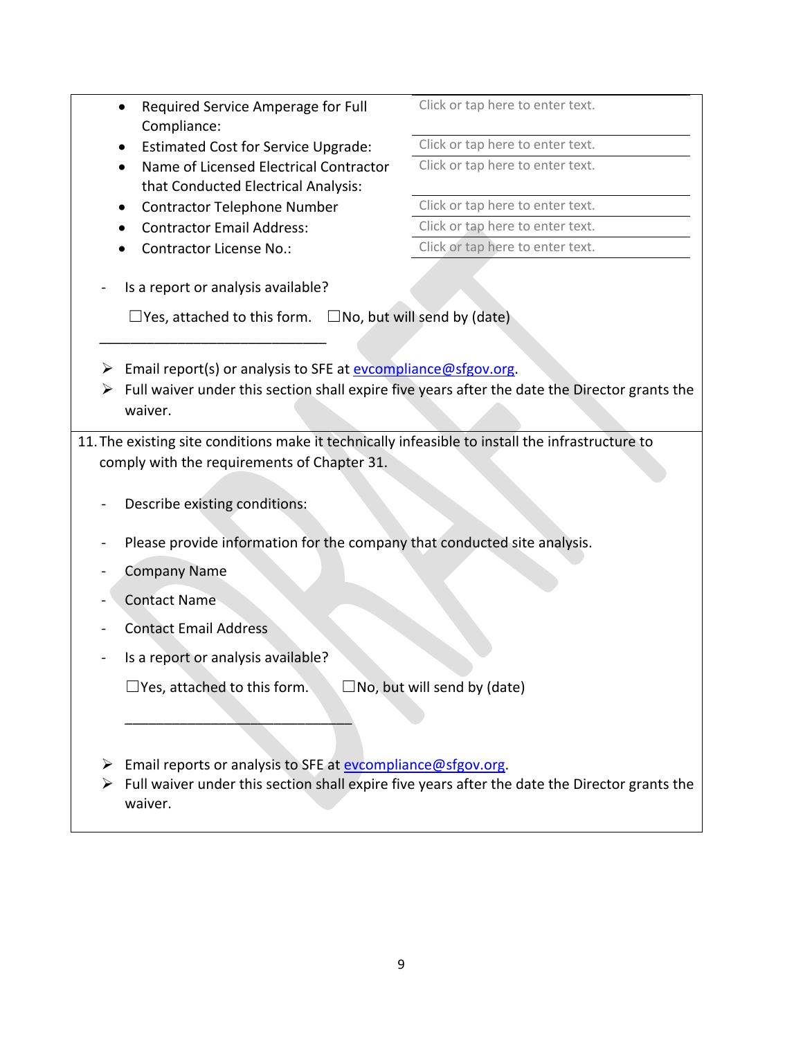| | |
|---|---|
| • Required Service Amperage for Full Compliance: | Click or tap here to enter text. |
| • Estimated Cost for Service Upgrade: | Click or tap here to enter text. |
| • Name of Licensed Electrical Contractor that Conducted Electrical Analysis: | Click or tap here to enter text. |
| • Contractor Telephone Number | Click or tap here to enter text. |
| • Contractor Email Address: | Click or tap here to enter text. |
| • Contractor License No.: | Click or tap here to enter text. |

- Is a report or analysis available?

  ☐Yes, attached to this form. ☐No, but will send by (date)

  ______________________________

- ➢ Email report(s) or analysis to SFE at evcompliance@sfgov.org.
- ➢ Full waiver under this section shall expire five years after the date the Director grants the waiver.

11. The existing site conditions make it technically infeasible to install the infrastructure to comply with the requirements of Chapter 31.

- Describe existing conditions:
- Please provide information for the company that conducted site analysis.
- Company Name
- Contact Name
- Contact Email Address
- Is a report or analysis available?

  ☐Yes, attached to this form. ☐No, but will send by (date)

  ______________________________

- ➢ Email reports or analysis to SFE at evcompliance@sfgov.org.
- ➢ Full waiver under this section shall expire five years after the date the Director grants the waiver.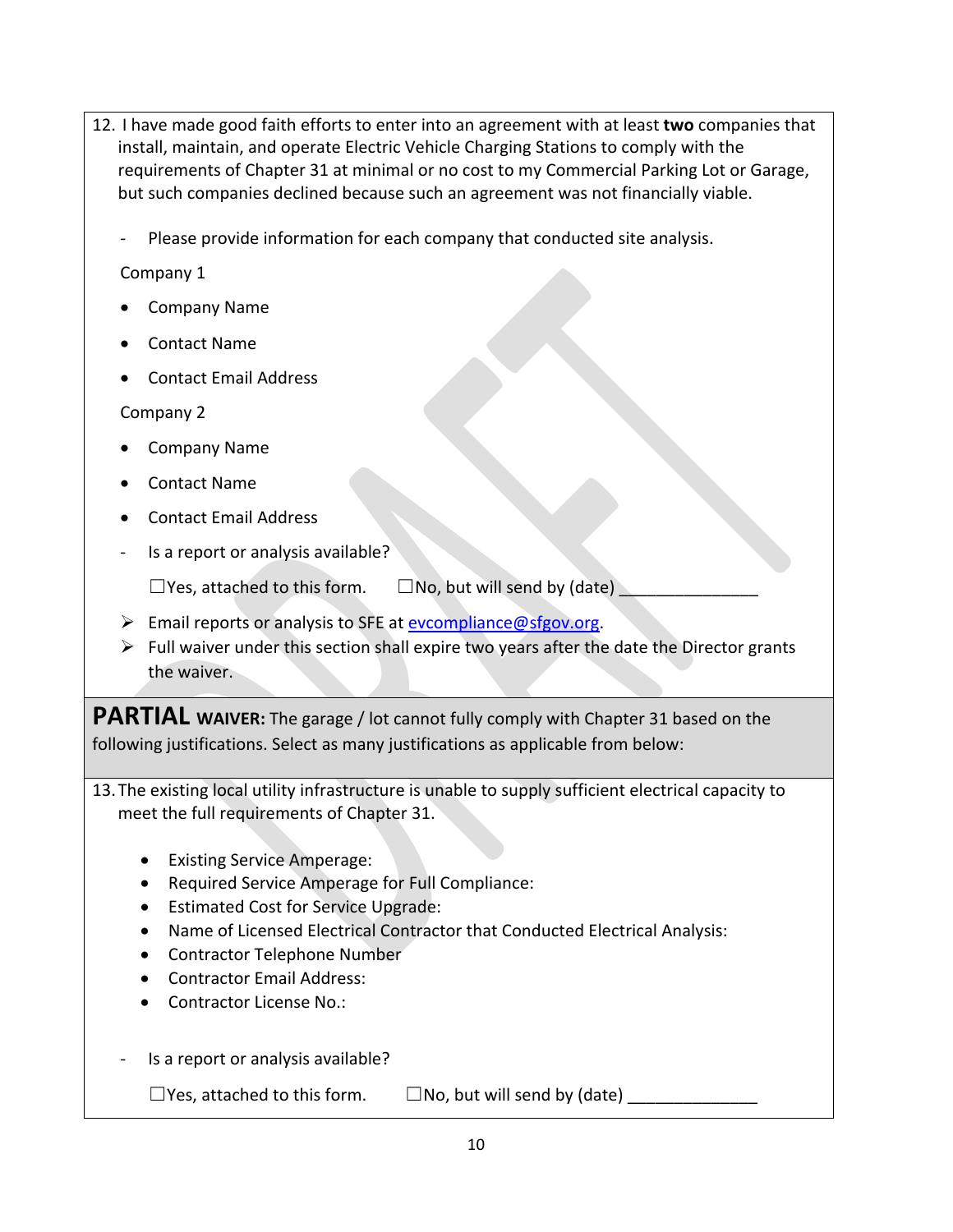12. I have made good faith efforts to enter into an agreement with at least **two** companies that install, maintain, and operate Electric Vehicle Charging Stations to comply with the requirements of Chapter 31 at minimal or no cost to my Commercial Parking Lot or Garage, but such companies declined because such an agreement was not financially viable.

- Please provide information for each company that conducted site analysis.

Company 1

- Company Name
- Contact Name
- Contact Email Address

Company 2

- Company Name
- Contact Name
- Contact Email Address

- Is a report or analysis available?

☐Yes, attached to this form. ☐No, but will send by (date) _______________

- ➢ Email reports or analysis to SFE at evcompliance@sfgov.org.
- ➢ Full waiver under this section shall expire two years after the date the Director grants the waiver.

**PARTIAL WAIVER:** The garage / lot cannot fully comply with Chapter 31 based on the following justifications. Select as many justifications as applicable from below:

13. The existing local utility infrastructure is unable to supply sufficient electrical capacity to meet the full requirements of Chapter 31.

- Existing Service Amperage:
- Required Service Amperage for Full Compliance:
- Estimated Cost for Service Upgrade:
- Name of Licensed Electrical Contractor that Conducted Electrical Analysis:
- Contractor Telephone Number
- Contractor Email Address:
- Contractor License No.:

- Is a report or analysis available?

☐Yes, attached to this form. ☐No, but will send by (date) ______________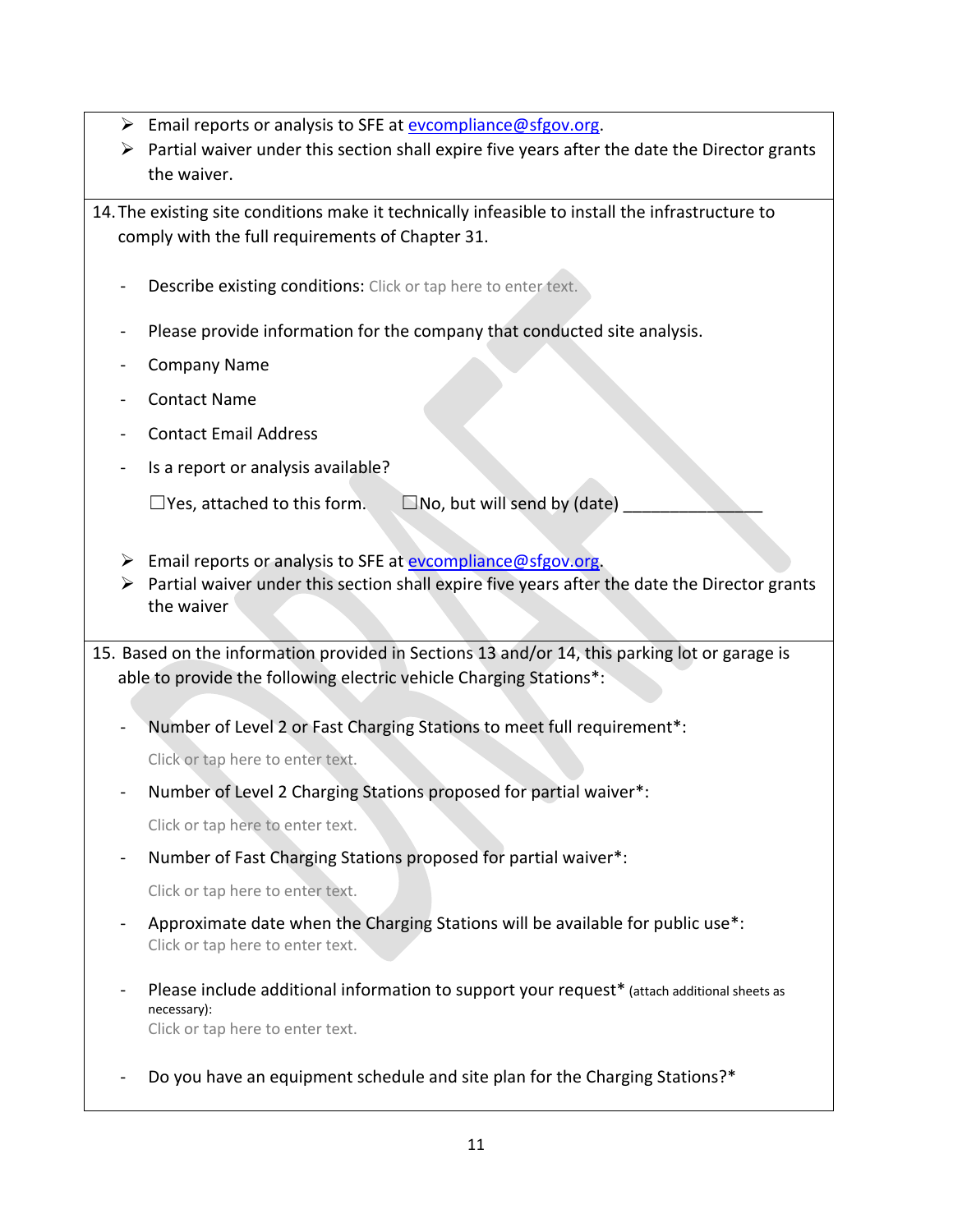- Email reports or analysis to SFE at [evcompliance@sfgov.org](mailto:evcompliance@sfgov.org).
- Partial waiver under this section shall expire five years after the date the Director grants the waiver.

14. The existing site conditions make it technically infeasible to install the infrastructure to comply with the full requirements of Chapter 31.

    - Describe existing conditions: Click or tap here to enter text.
    - Please provide information for the company that conducted site analysis.
    - Company Name
    - Contact Name
    - Contact Email Address
    - Is a report or analysis available?

      ☐Yes, attached to this form. ☐No, but will send by (date) _______________

    - Email reports or analysis to SFE at [evcompliance@sfgov.org](mailto:evcompliance@sfgov.org).
    - Partial waiver under this section shall expire five years after the date the Director grants the waiver

15. Based on the information provided in Sections 13 and/or 14, this parking lot or garage is able to provide the following electric vehicle Charging Stations*:

    - Number of Level 2 or Fast Charging Stations to meet full requirement*:

      Click or tap here to enter text.

    - Number of Level 2 Charging Stations proposed for partial waiver*:

      Click or tap here to enter text.

    - Number of Fast Charging Stations proposed for partial waiver*:

      Click or tap here to enter text.

    - Approximate date when the Charging Stations will be available for public use*:
      Click or tap here to enter text.

    - Please include additional information to support your request* (attach additional sheets as necessary):
      Click or tap here to enter text.

    - Do you have an equipment schedule and site plan for the Charging Stations?*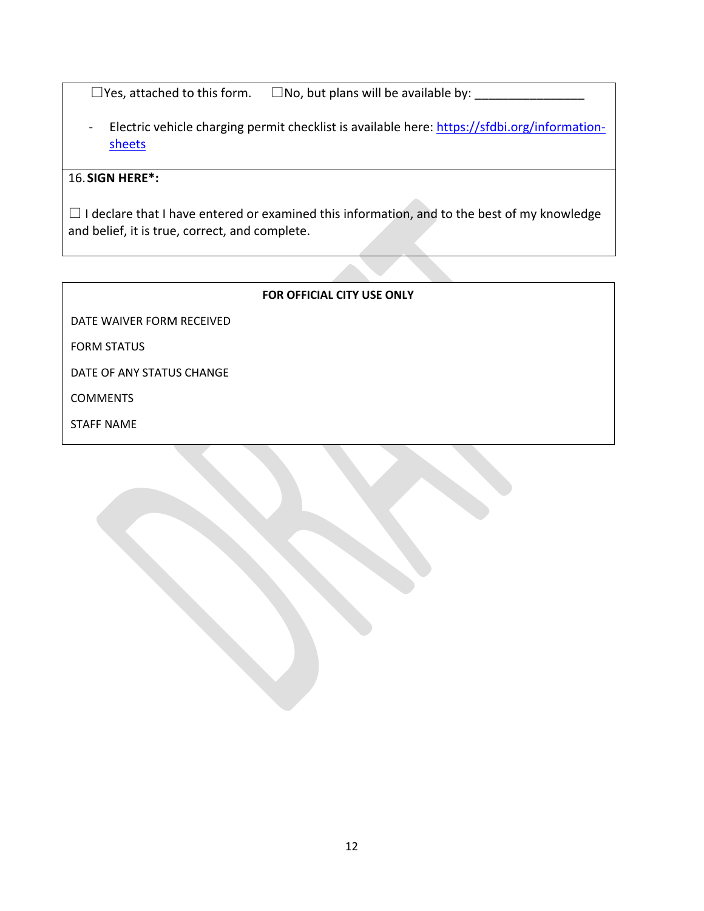☐Yes, attached to this form. ☐No, but plans will be available by: ________________

- Electric vehicle charging permit checklist is available here: [https://sfdbi.org/information-sheets](https://sfdbi.org/information-sheets)

16. **SIGN HERE*:**

☐ I declare that I have entered or examined this information, and to the best of my knowledge and belief, it is true, correct, and complete.

**FOR OFFICIAL CITY USE ONLY**

DATE WAIVER FORM RECEIVED

FORM STATUS

DATE OF ANY STATUS CHANGE

COMMENTS

STAFF NAME